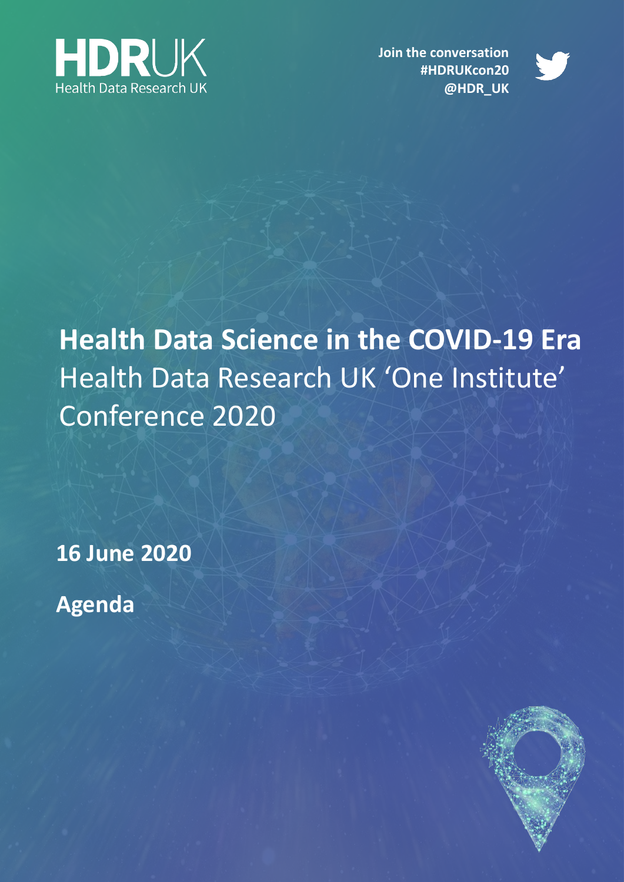HDRUK
Health Data Research UK

Join the conversation
#HDRUKcon20
@HDR_UK

# Health Data Science in the COVID-19 Era

Health Data Research UK 'One Institute' Conference 2020

**16 June 2020**

**Agenda**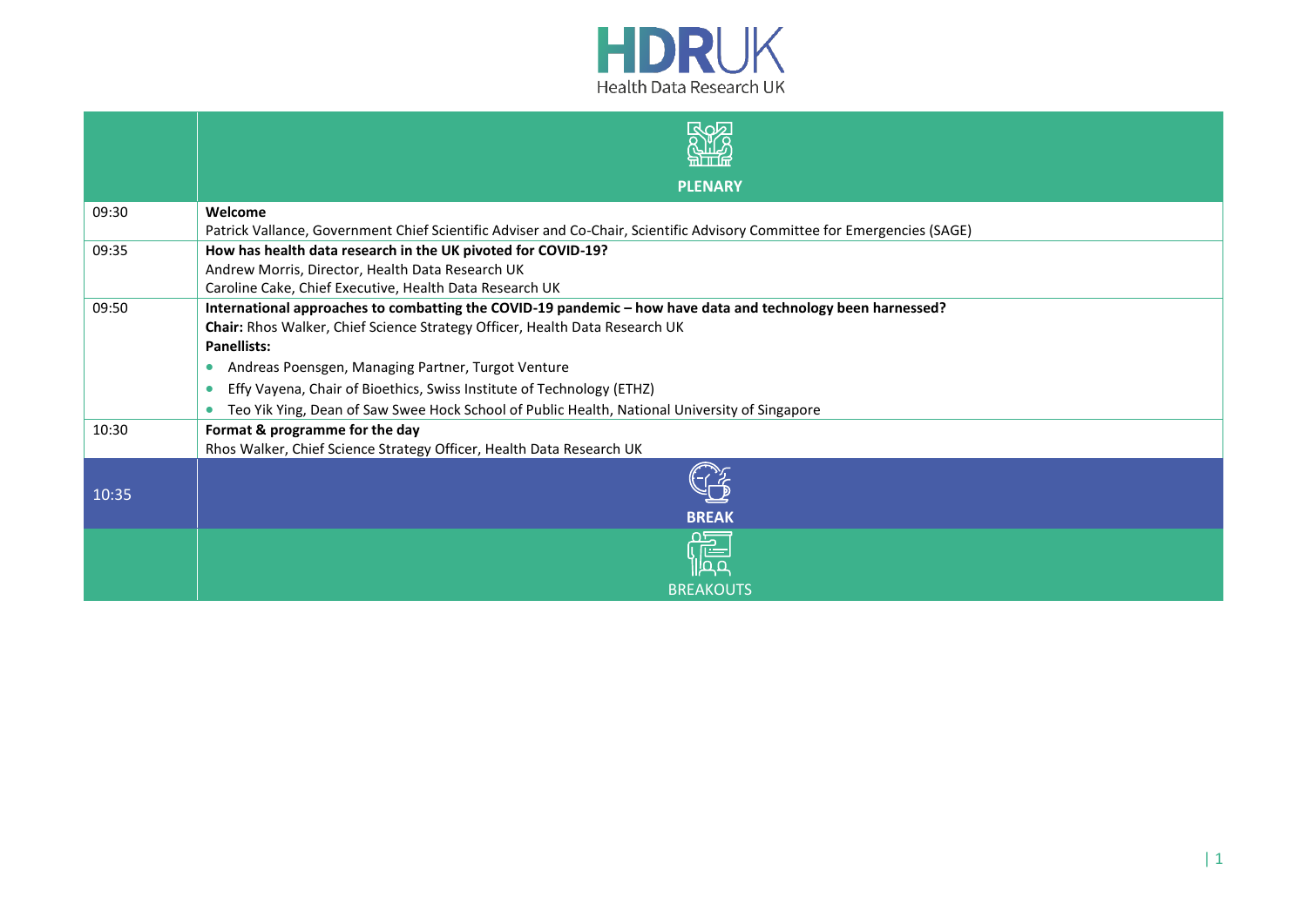| | PLENARY |
|---|---|
| 09:30 | **Welcome**<br>Patrick Vallance, Government Chief Scientific Adviser and Co-Chair, Scientific Advisory Committee for Emergencies (SAGE) |
| 09:35 | **How has health data research in the UK pivoted for COVID-19?**<br>Andrew Morris, Director, Health Data Research UK<br>Caroline Cake, Chief Executive, Health Data Research UK |
| 09:50 | **International approaches to combatting the COVID-19 pandemic – how have data and technology been harnessed?**<br>**Chair:** Rhos Walker, Chief Science Strategy Officer, Health Data Research UK<br>**Panellists:**<br>• Andreas Poensgen, Managing Partner, Turgot Venture<br>• Effy Vayena, Chair of Bioethics, Swiss Institute of Technology (ETHZ)<br>• Teo Yik Ying, Dean of Saw Swee Hock School of Public Health, National University of Singapore |
| 10:30 | **Format & programme for the day**<br>Rhos Walker, Chief Science Strategy Officer, Health Data Research UK |
| 10:35 | **BREAK** |
| | BREAKOUTS |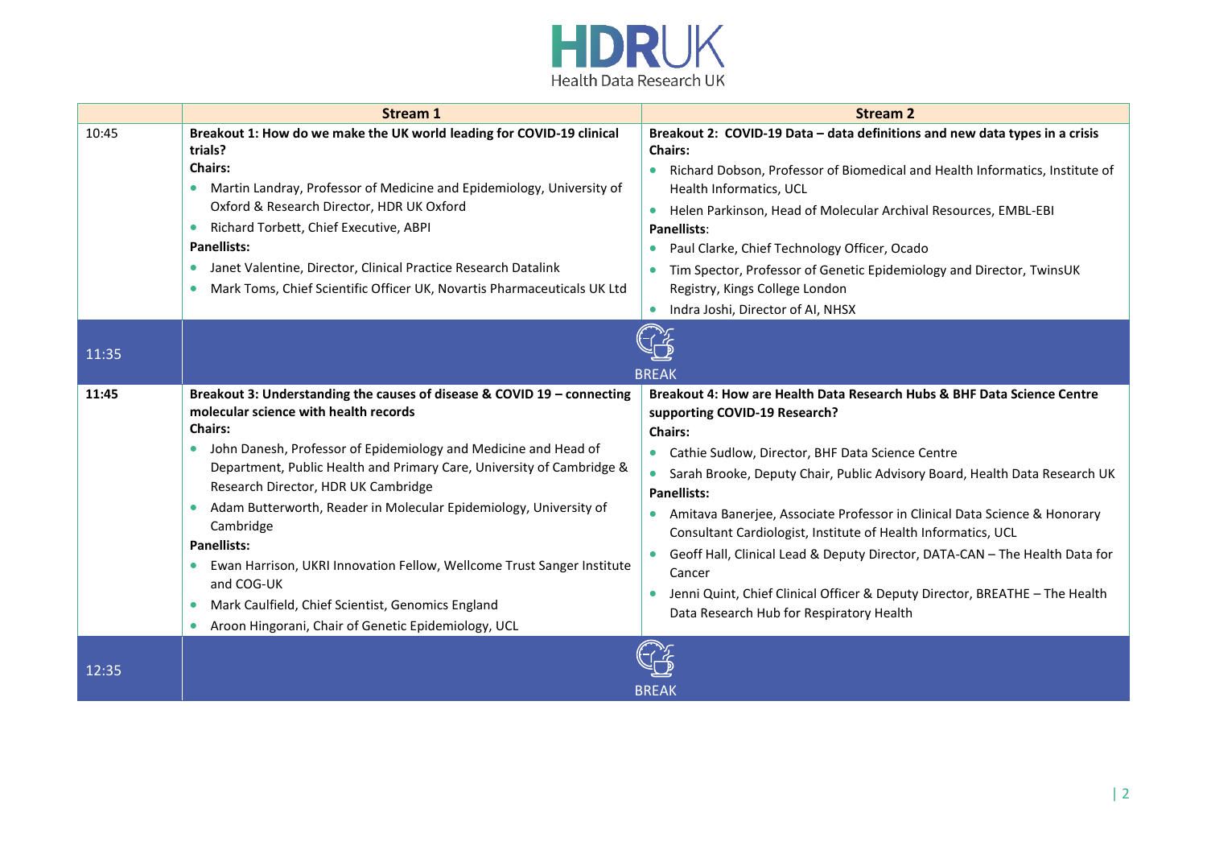| | Stream 1 | Stream 2 |
|---|---|---|
| 10:45 | **Breakout 1: How do we make the UK world leading for COVID-19 clinical trials?**<br>**Chairs:**<br>• Martin Landray, Professor of Medicine and Epidemiology, University of Oxford & Research Director, HDR UK Oxford<br>• Richard Torbett, Chief Executive, ABPI<br>**Panellists:**<br>• Janet Valentine, Director, Clinical Practice Research Datalink<br>• Mark Toms, Chief Scientific Officer UK, Novartis Pharmaceuticals UK Ltd | **Breakout 2: COVID-19 Data – data definitions and new data types in a crisis**<br>**Chairs:**<br>• Richard Dobson, Professor of Biomedical and Health Informatics, Institute of Health Informatics, UCL<br>• Helen Parkinson, Head of Molecular Archival Resources, EMBL-EBI<br>**Panellists**:<br>• Paul Clarke, Chief Technology Officer, Ocado<br>• Tim Spector, Professor of Genetic Epidemiology and Director, TwinsUK Registry, Kings College London<br>• Indra Joshi, Director of AI, NHSX |
| 11:35 | BREAK | |
| **11:45** | **Breakout 3: Understanding the causes of disease & COVID 19 – connecting molecular science with health records**<br>**Chairs:**<br>• John Danesh, Professor of Epidemiology and Medicine and Head of Department, Public Health and Primary Care, University of Cambridge & Research Director, HDR UK Cambridge<br>• Adam Butterworth, Reader in Molecular Epidemiology, University of Cambridge<br>**Panellists:**<br>• Ewan Harrison, UKRI Innovation Fellow, Wellcome Trust Sanger Institute and COG-UK<br>• Mark Caulfield, Chief Scientist, Genomics England<br>• Aroon Hingorani, Chair of Genetic Epidemiology, UCL | **Breakout 4: How are Health Data Research Hubs & BHF Data Science Centre supporting COVID-19 Research?**<br>**Chairs:**<br>• Cathie Sudlow, Director, BHF Data Science Centre<br>• Sarah Brooke, Deputy Chair, Public Advisory Board, Health Data Research UK<br>**Panellists:**<br>• Amitava Banerjee, Associate Professor in Clinical Data Science & Honorary Consultant Cardiologist, Institute of Health Informatics, UCL<br>• Geoff Hall, Clinical Lead & Deputy Director, DATA-CAN – The Health Data for Cancer<br>• Jenni Quint, Chief Clinical Officer & Deputy Director, BREATHE – The Health Data Research Hub for Respiratory Health |
| 12:35 | BREAK | |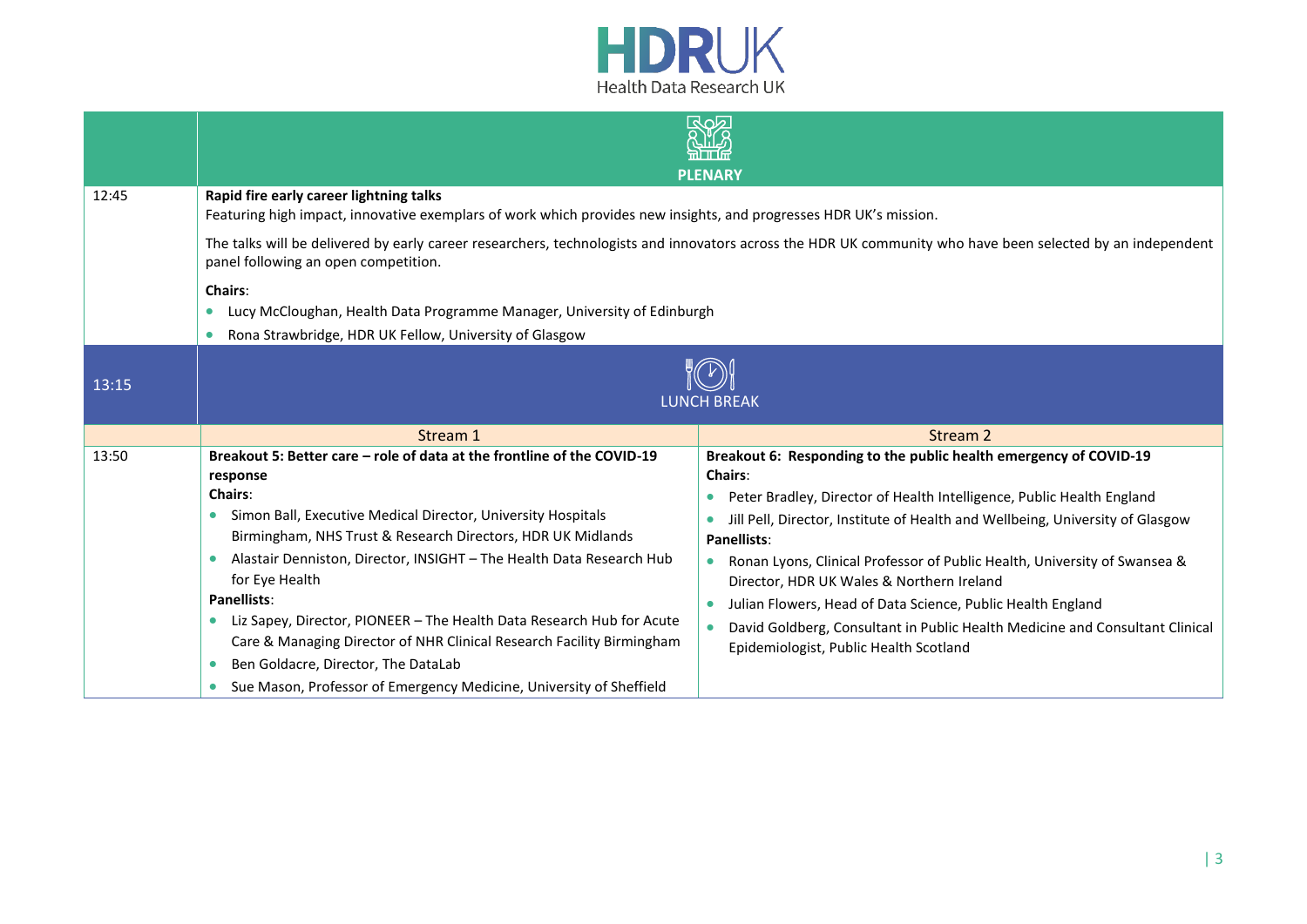| | **PLENARY** | |
|---|---|---|
| 12:45 | **Rapid fire early career lightning talks**<br>Featuring high impact, innovative exemplars of work which provides new insights, and progresses HDR UK's mission.<br><br>The talks will be delivered by early career researchers, technologists and innovators across the HDR UK community who have been selected by an independent panel following an open competition.<br><br>**Chairs**:<br>• Lucy McCloughan, Health Data Programme Manager, University of Edinburgh<br>• Rona Strawbridge, HDR UK Fellow, University of Glasgow | |
| 13:15 | LUNCH BREAK | |
| | Stream 1 | Stream 2 |
| 13:50 | **Breakout 5: Better care – role of data at the frontline of the COVID-19 response**<br>**Chairs**:<br>• Simon Ball, Executive Medical Director, University Hospitals Birmingham, NHS Trust & Research Directors, HDR UK Midlands<br>• Alastair Denniston, Director, INSIGHT – The Health Data Research Hub for Eye Health<br>**Panellists**:<br>• Liz Sapey, Director, PIONEER – The Health Data Research Hub for Acute Care & Managing Director of NHR Clinical Research Facility Birmingham<br>• Ben Goldacre, Director, The DataLab<br>• Sue Mason, Professor of Emergency Medicine, University of Sheffield | **Breakout 6: Responding to the public health emergency of COVID-19**<br>**Chairs**:<br>• Peter Bradley, Director of Health Intelligence, Public Health England<br>• Jill Pell, Director, Institute of Health and Wellbeing, University of Glasgow<br>**Panellists**:<br>• Ronan Lyons, Clinical Professor of Public Health, University of Swansea & Director, HDR UK Wales & Northern Ireland<br>• Julian Flowers, Head of Data Science, Public Health England<br>• David Goldberg, Consultant in Public Health Medicine and Consultant Clinical Epidemiologist, Public Health Scotland |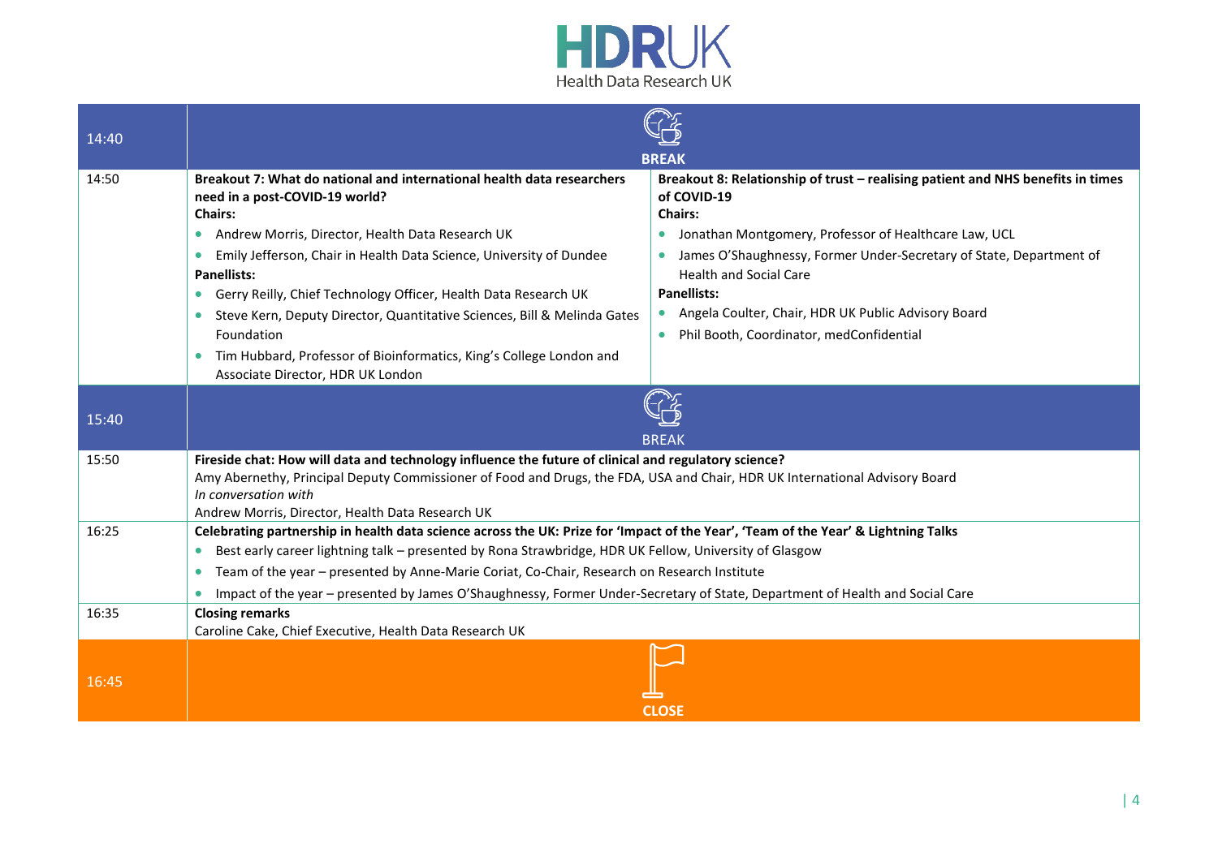| | | |
|---|---|---|
| 14:40 | **BREAK** | |
| 14:50 | **Breakout 7: What do national and international health data researchers need in a post-COVID-19 world?**<br>**Chairs:**<br>• Andrew Morris, Director, Health Data Research UK<br>• Emily Jefferson, Chair in Health Data Science, University of Dundee<br>**Panellists:**<br>• Gerry Reilly, Chief Technology Officer, Health Data Research UK<br>• Steve Kern, Deputy Director, Quantitative Sciences, Bill & Melinda Gates Foundation<br>• Tim Hubbard, Professor of Bioinformatics, King's College London and Associate Director, HDR UK London | **Breakout 8: Relationship of trust – realising patient and NHS benefits in times of COVID-19**<br>**Chairs:**<br>• Jonathan Montgomery, Professor of Healthcare Law, UCL<br>• James O'Shaughnessy, Former Under-Secretary of State, Department of Health and Social Care<br>**Panellists:**<br>• Angela Coulter, Chair, HDR UK Public Advisory Board<br>• Phil Booth, Coordinator, medConfidential |
| 15:40 | BREAK | |
| 15:50 | **Fireside chat: How will data and technology influence the future of clinical and regulatory science?**<br>Amy Abernethy, Principal Deputy Commissioner of Food and Drugs, the FDA, USA and Chair, HDR UK International Advisory Board<br>*In conversation with*<br>Andrew Morris, Director, Health Data Research UK | |
| 16:25 | **Celebrating partnership in health data science across the UK: Prize for 'Impact of the Year', 'Team of the Year' & Lightning Talks**<br>• Best early career lightning talk – presented by Rona Strawbridge, HDR UK Fellow, University of Glasgow<br>• Team of the year – presented by Anne-Marie Coriat, Co-Chair, Research on Research Institute<br>• Impact of the year – presented by James O'Shaughnessy, Former Under-Secretary of State, Department of Health and Social Care | |
| 16:35 | **Closing remarks**<br>Caroline Cake, Chief Executive, Health Data Research UK | |
| 16:45 | **CLOSE** | |